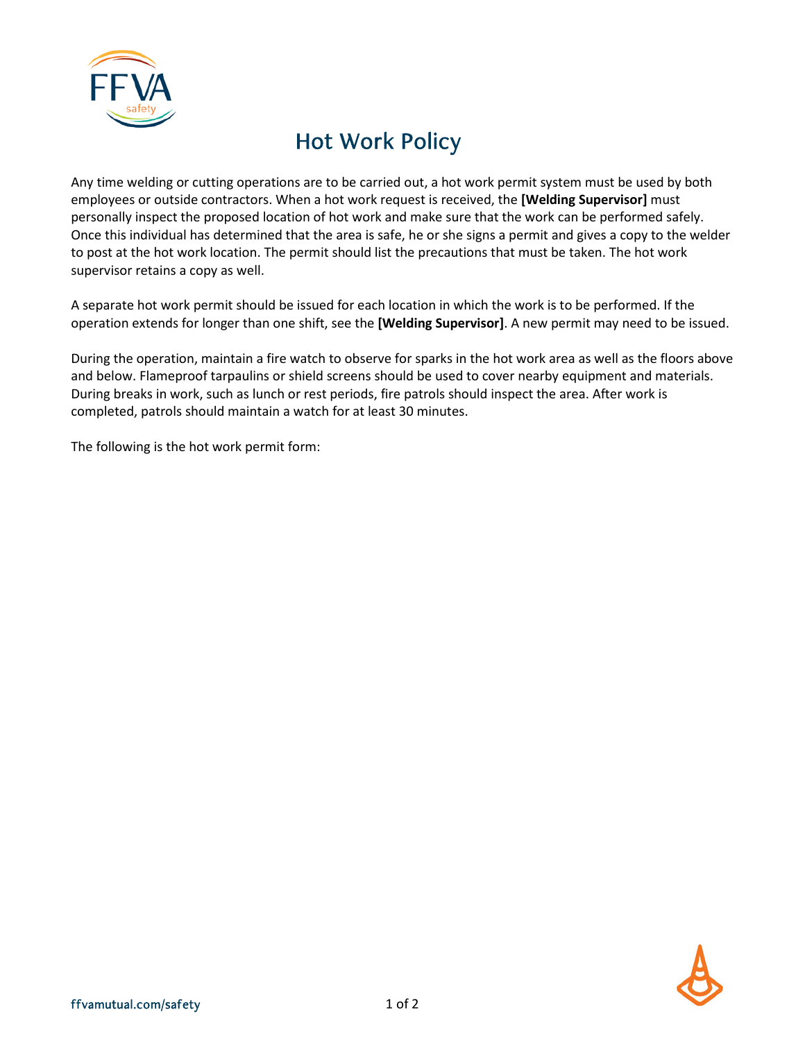# Hot Work Policy

Any time welding or cutting operations are to be carried out, a hot work permit system must be used by both employees or outside contractors. When a hot work request is received, the **[Welding Supervisor]** must personally inspect the proposed location of hot work and make sure that the work can be performed safely. Once this individual has determined that the area is safe, he or she signs a permit and gives a copy to the welder to post at the hot work location. The permit should list the precautions that must be taken. The hot work supervisor retains a copy as well.

A separate hot work permit should be issued for each location in which the work is to be performed. If the operation extends for longer than one shift, see the **[Welding Supervisor]**. A new permit may need to be issued.

During the operation, maintain a fire watch to observe for sparks in the hot work area as well as the floors above and below. Flameproof tarpaulins or shield screens should be used to cover nearby equipment and materials. During breaks in work, such as lunch or rest periods, fire patrols should inspect the area. After work is completed, patrols should maintain a watch for at least 30 minutes.

The following is the hot work permit form: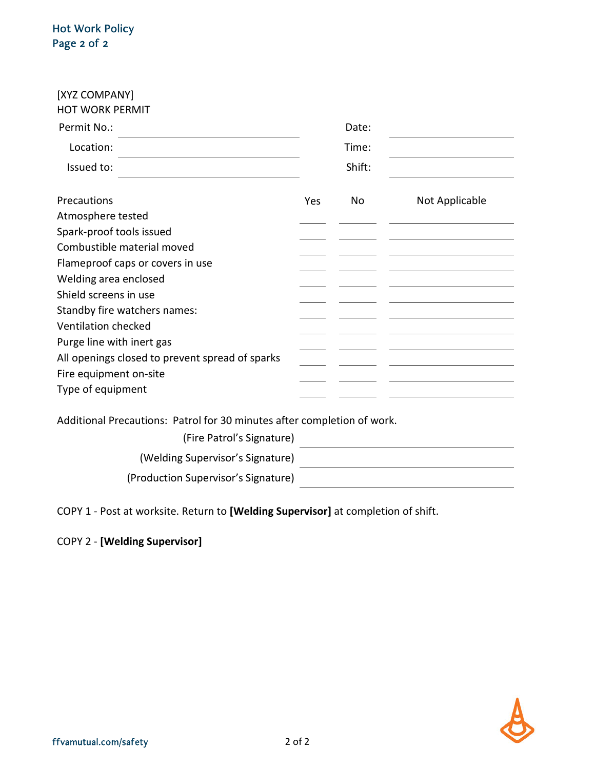[XYZ COMPANY]
HOT WORK PERMIT

| | | | |
|---|---|---|---|
| Permit No.: | | Date: | |
| Location: | | Time: | |
| Issued to: | | Shift: | |

| Precautions | Yes | No | Not Applicable |
|---|---|---|---|
| Atmosphere tested | | | |
| Spark-proof tools issued | | | |
| Combustible material moved | | | |
| Flameproof caps or covers in use | | | |
| Welding area enclosed | | | |
| Shield screens in use | | | |
| Standby fire watchers names: | | | |
| Ventilation checked | | | |
| Purge line with inert gas | | | |
| All openings closed to prevent spread of sparks | | | |
| Fire equipment on-site | | | |
| Type of equipment | | | |

Additional Precautions: Patrol for 30 minutes after completion of work.

(Fire Patrol's Signature) ______________________

(Welding Supervisor's Signature) ______________________

(Production Supervisor's Signature) ______________________

COPY 1 - Post at worksite. Return to **[Welding Supervisor]** at completion of shift.

COPY 2 - **[Welding Supervisor]**